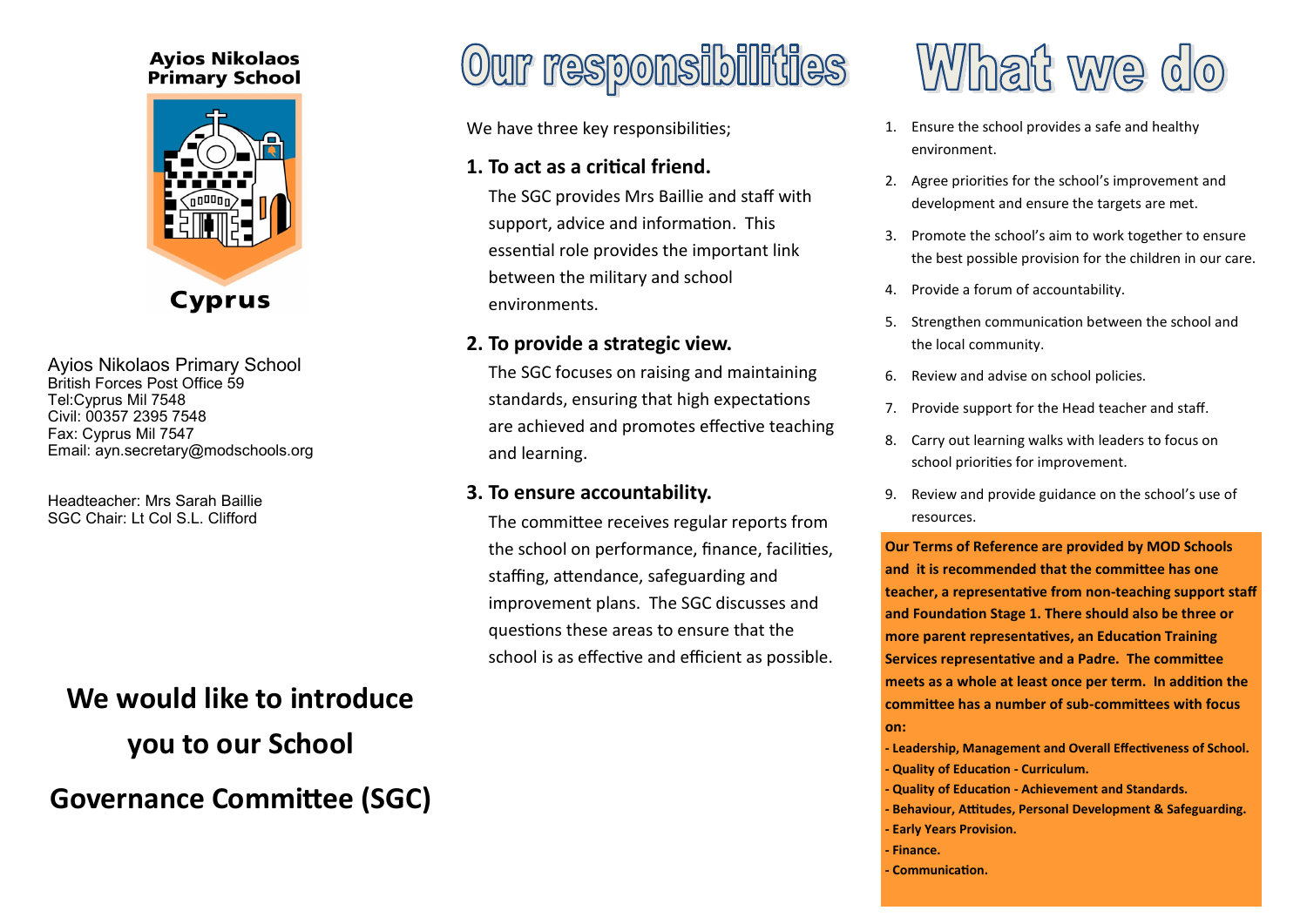**Ayios Nikolaos Primary School**

**Cyprus**

Ayios Nikolaos Primary School
British Forces Post Office 59
Tel:Cyprus Mil 7548
Civil: 00357 2395 7548
Fax: Cyprus Mil 7547
Email: ayn.secretary@modschools.org

Headteacher: Mrs Sarah Baillie
SGC Chair: Lt Col S.L. Clifford

**We would like to introduce you to our School Governance Committee (SGC)**

# Our responsibilities

We have three key responsibilities;

### 1. To act as a critical friend.

The SGC provides Mrs Baillie and staff with support, advice and information. This essential role provides the important link between the military and school environments.

### 2. To provide a strategic view.

The SGC focuses on raising and maintaining standards, ensuring that high expectations are achieved and promotes effective teaching and learning.

### 3. To ensure accountability.

The committee receives regular reports from the school on performance, finance, facilities, staffing, attendance, safeguarding and improvement plans. The SGC discusses and questions these areas to ensure that the school is as effective and efficient as possible.

# What we do

1. Ensure the school provides a safe and healthy environment.
2. Agree priorities for the school's improvement and development and ensure the targets are met.
3. Promote the school's aim to work together to ensure the best possible provision for the children in our care.
4. Provide a forum of accountability.
5. Strengthen communication between the school and the local community.
6. Review and advise on school policies.
7. Provide support for the Head teacher and staff.
8. Carry out learning walks with leaders to focus on school priorities for improvement.
9. Review and provide guidance on the school's use of resources.

**Our Terms of Reference are provided by MOD Schools and it is recommended that the committee has one teacher, a representative from non-teaching support staff and Foundation Stage 1. There should also be three or more parent representatives, an Education Training Services representative and a Padre. The committee meets as a whole at least once per term. In addition the committee has a number of sub-committees with focus on:**

**- Leadership, Management and Overall Effectiveness of School.**
**- Quality of Education - Curriculum.**
**- Quality of Education - Achievement and Standards.**
**- Behaviour, Attitudes, Personal Development & Safeguarding.**
**- Early Years Provision.**
**- Finance.**
**- Communication.**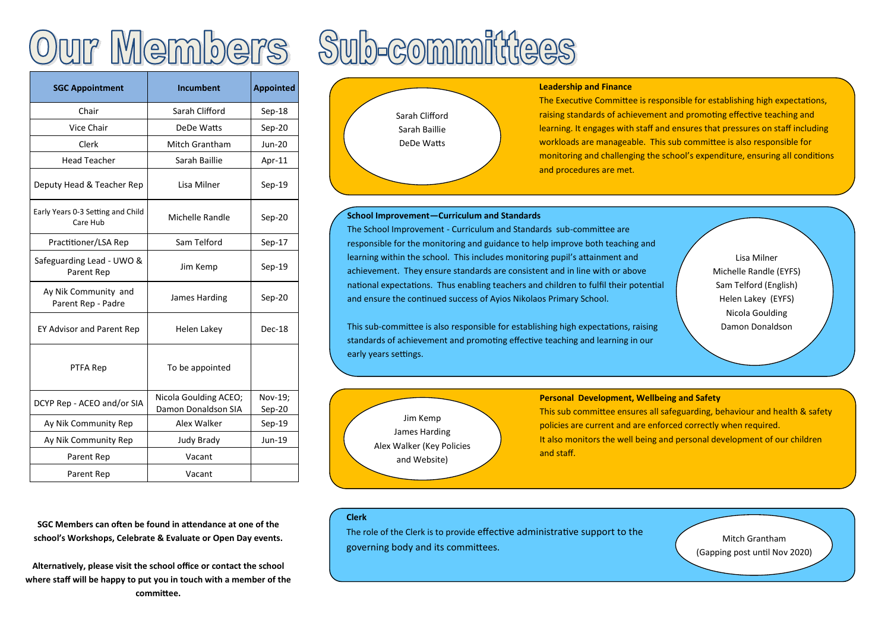# Our Members

| SGC Appointment | Incumbent | Appointed |
|---|---|---|
| Chair | Sarah Clifford | Sep-18 |
| Vice Chair | DeDe Watts | Sep-20 |
| Clerk | Mitch Grantham | Jun-20 |
| Head Teacher | Sarah Baillie | Apr-11 |
| Deputy Head & Teacher Rep | Lisa Milner | Sep-19 |
| Early Years 0-3 Setting and Child Care Hub | Michelle Randle | Sep-20 |
| Practitioner/LSA Rep | Sam Telford | Sep-17 |
| Safeguarding Lead - UWO & Parent Rep | Jim Kemp | Sep-19 |
| Ay Nik Community and Parent Rep - Padre | James Harding | Sep-20 |
| EY Advisor and Parent Rep | Helen Lakey | Dec-18 |
| PTFA Rep | To be appointed | |
| DCYP Rep - ACEO and/or SIA | Nicola Goulding ACEO; Damon Donaldson SIA | Nov-19; Sep-20 |
| Ay Nik Community Rep | Alex Walker | Sep-19 |
| Ay Nik Community Rep | Judy Brady | Jun-19 |
| Parent Rep | Vacant | |
| Parent Rep | Vacant | |

**SGC Members can often be found in attendance at one of the school's Workshops, Celebrate & Evaluate or Open Day events.**

**Alternatively, please visit the school office or contact the school where staff will be happy to put you in touch with a member of the committee.**

# Sub-committees

### Leadership and Finance

Sarah Clifford
Sarah Baillie
DeDe Watts

The Executive Committee is responsible for establishing high expectations, raising standards of achievement and promoting effective teaching and learning. It engages with staff and ensures that pressures on staff including workloads are manageable. This sub committee is also responsible for monitoring and challenging the school's expenditure, ensuring all conditions and procedures are met.

### School Improvement—Curriculum and Standards

The School Improvement - Curriculum and Standards sub-committee are responsible for the monitoring and guidance to help improve both teaching and learning within the school. This includes monitoring pupil's attainment and achievement. They ensure standards are consistent and in line with or above national expectations. Thus enabling teachers and children to fulfil their potential and ensure the continued success of Ayios Nikolaos Primary School.

This sub-committee is also responsible for establishing high expectations, raising standards of achievement and promoting effective teaching and learning in our early years settings.

Lisa Milner
Michelle Randle (EYFS)
Sam Telford (English)
Helen Lakey (EYFS)
Nicola Goulding
Damon Donaldson

### Personal Development, Wellbeing and Safety

Jim Kemp
James Harding
Alex Walker (Key Policies and Website)

This sub committee ensures all safeguarding, behaviour and health & safety policies are current and are enforced correctly when required.
It also monitors the well being and personal development of our children and staff.

### Clerk

The role of the Clerk is to provide effective administrative support to the governing body and its committees.

Mitch Grantham
(Gapping post until Nov 2020)